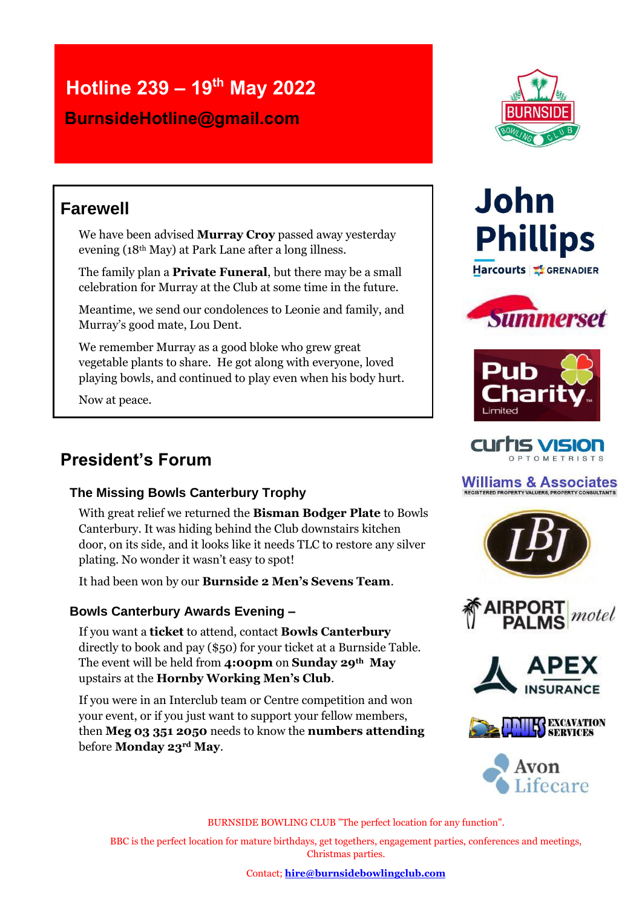# Hotline 239 – 19th May 2022

**BurnsideHotline@gmail.com**

## Farewell

We have been advised **Murray Croy** passed away yesterday evening (18th May) at Park Lane after a long illness.

The family plan a **Private Funeral**, but there may be a small celebration for Murray at the Club at some time in the future.

Meantime, we send our condolences to Leonie and family, and Murray's good mate, Lou Dent.

We remember Murray as a good bloke who grew great vegetable plants to share. He got along with everyone, loved playing bowls, and continued to play even when his body hurt.

Now at peace.

## President's Forum

### The Missing Bowls Canterbury Trophy

With great relief we returned the **Bisman Bodger Plate** to Bowls Canterbury. It was hiding behind the Club downstairs kitchen door, on its side, and it looks like it needs TLC to restore any silver plating. No wonder it wasn't easy to spot!

It had been won by our **Burnside 2 Men's Sevens Team**.

### Bowls Canterbury Awards Evening –

If you want a **ticket** to attend, contact **Bowls Canterbury** directly to book and pay ($50) for your ticket at a Burnside Table. The event will be held from **4:00pm** on **Sunday 29th May** upstairs at the **Hornby Working Men's Club**.

If you were in an Interclub team or Centre competition and won your event, or if you just want to support your fellow members, then **Meg 03 351 2050** needs to know the **numbers attending** before **Monday 23rd May**.

BURNSIDE BOWLING CLUB "The perfect location for any function".

BBC is the perfect location for mature birthdays, get togethers, engagement parties, conferences and meetings, Christmas parties.

Contact; **hire@burnsidebowlingclub.com**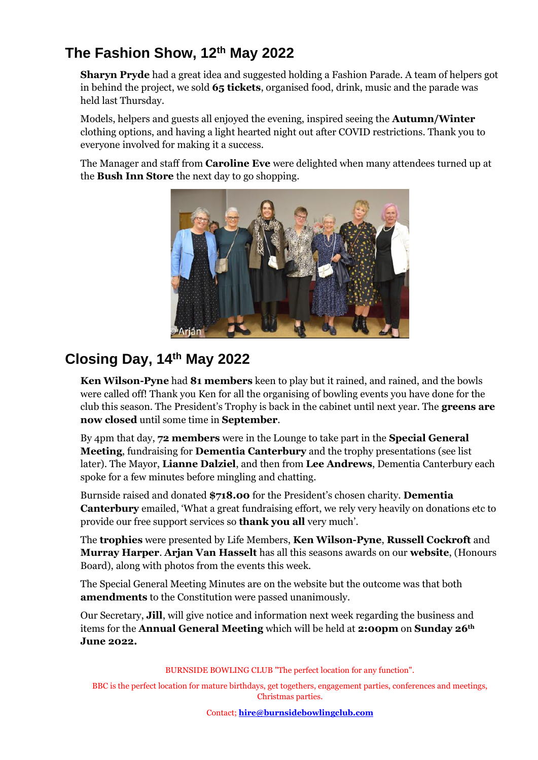## The Fashion Show, 12th May 2022

**Sharyn Pryde** had a great idea and suggested holding a Fashion Parade. A team of helpers got in behind the project, we sold **65 tickets**, organised food, drink, music and the parade was held last Thursday.

Models, helpers and guests all enjoyed the evening, inspired seeing the **Autumn/Winter** clothing options, and having a light hearted night out after COVID restrictions. Thank you to everyone involved for making it a success.

The Manager and staff from **Caroline Eve** were delighted when many attendees turned up at the **Bush Inn Store** the next day to go shopping.

## Closing Day, 14th May 2022

**Ken Wilson-Pyne** had **81 members** keen to play but it rained, and rained, and the bowls were called off! Thank you Ken for all the organising of bowling events you have done for the club this season. The President's Trophy is back in the cabinet until next year. The **greens are now closed** until some time in **September**.

By 4pm that day, **72 members** were in the Lounge to take part in the **Special General Meeting**, fundraising for **Dementia Canterbury** and the trophy presentations (see list later). The Mayor, **Lianne Dalziel**, and then from **Lee Andrews**, Dementia Canterbury each spoke for a few minutes before mingling and chatting.

Burnside raised and donated **$718.00** for the President's chosen charity. **Dementia Canterbury** emailed, 'What a great fundraising effort, we rely very heavily on donations etc to provide our free support services so **thank you all** very much'.

The **trophies** were presented by Life Members, **Ken Wilson-Pyne**, **Russell Cockroft** and **Murray Harper**. **Arjan Van Hasselt** has all this seasons awards on our **website**, (Honours Board), along with photos from the events this week.

The Special General Meeting Minutes are on the website but the outcome was that both **amendments** to the Constitution were passed unanimously.

Our Secretary, **Jill**, will give notice and information next week regarding the business and items for the **Annual General Meeting** which will be held at **2:00pm** on **Sunday 26th June 2022.**

BURNSIDE BOWLING CLUB "The perfect location for any function".

BBC is the perfect location for mature birthdays, get togethers, engagement parties, conferences and meetings, Christmas parties.

Contact; **hire@burnsidebowlingclub.com**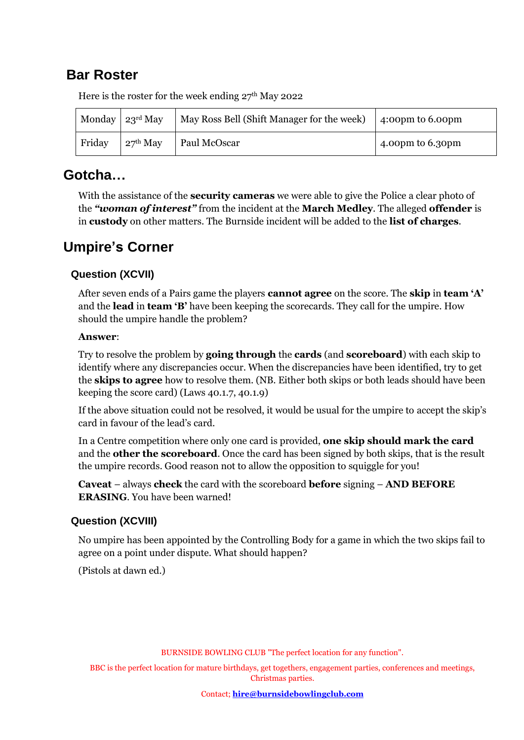## Bar Roster

Here is the roster for the week ending 27th May 2022

| | | | |
|---|---|---|---|
| Monday | 23rd May | May Ross Bell (Shift Manager for the week) | 4:00pm to 6.00pm |
| Friday | 27th May | Paul McOscar | 4.00pm to 6.30pm |

## Gotcha…

With the assistance of the **security cameras** we were able to give the Police a clear photo of the ***"woman of interest"*** from the incident at the **March Medley**. The alleged **offender** is in **custody** on other matters. The Burnside incident will be added to the **list of charges**.

## Umpire's Corner

### Question (XCVII)

After seven ends of a Pairs game the players **cannot agree** on the score. The **skip** in **team 'A'** and the **lead** in **team 'B'** have been keeping the scorecards. They call for the umpire. How should the umpire handle the problem?

**Answer**:

Try to resolve the problem by **going through** the **cards** (and **scoreboard**) with each skip to identify where any discrepancies occur. When the discrepancies have been identified, try to get the **skips to agree** how to resolve them. (NB. Either both skips or both leads should have been keeping the score card) (Laws 40.1.7, 40.1.9)

If the above situation could not be resolved, it would be usual for the umpire to accept the skip's card in favour of the lead's card.

In a Centre competition where only one card is provided, **one skip should mark the card** and the **other the scoreboard**. Once the card has been signed by both skips, that is the result the umpire records. Good reason not to allow the opposition to squiggle for you!

**Caveat** – always **check** the card with the scoreboard **before** signing – **AND BEFORE ERASING**. You have been warned!

### Question (XCVIII)

No umpire has been appointed by the Controlling Body for a game in which the two skips fail to agree on a point under dispute. What should happen?

(Pistols at dawn ed.)

BURNSIDE BOWLING CLUB "The perfect location for any function".

BBC is the perfect location for mature birthdays, get togethers, engagement parties, conferences and meetings, Christmas parties.

Contact; **hire@burnsidebowlingclub.com**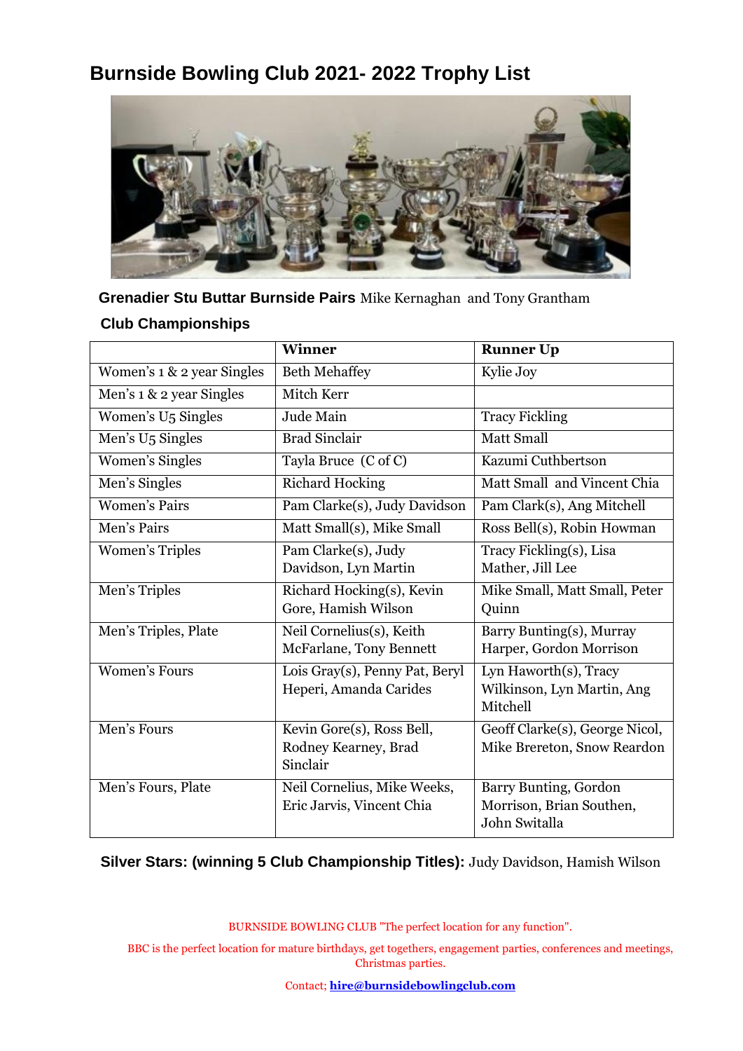# Burnside Bowling Club 2021- 2022 Trophy List

**Grenadier Stu Buttar Burnside Pairs** Mike Kernaghan and Tony Grantham

**Club Championships**

| | Winner | Runner Up |
|---|---|---|
| Women's 1 & 2 year Singles | Beth Mehaffey | Kylie Joy |
| Men's 1 & 2 year Singles | Mitch Kerr | |
| Women's U5 Singles | Jude Main | Tracy Fickling |
| Men's U5 Singles | Brad Sinclair | Matt Small |
| Women's Singles | Tayla Bruce (C of C) | Kazumi Cuthbertson |
| Men's Singles | Richard Hocking | Matt Small and Vincent Chia |
| Women's Pairs | Pam Clarke(s), Judy Davidson | Pam Clark(s), Ang Mitchell |
| Men's Pairs | Matt Small(s), Mike Small | Ross Bell(s), Robin Howman |
| Women's Triples | Pam Clarke(s), Judy Davidson, Lyn Martin | Tracy Fickling(s), Lisa Mather, Jill Lee |
| Men's Triples | Richard Hocking(s), Kevin Gore, Hamish Wilson | Mike Small, Matt Small, Peter Quinn |
| Men's Triples, Plate | Neil Cornelius(s), Keith McFarlane, Tony Bennett | Barry Bunting(s), Murray Harper, Gordon Morrison |
| Women's Fours | Lois Gray(s), Penny Pat, Beryl Heperi, Amanda Carides | Lyn Haworth(s), Tracy Wilkinson, Lyn Martin, Ang Mitchell |
| Men's Fours | Kevin Gore(s), Ross Bell, Rodney Kearney, Brad Sinclair | Geoff Clarke(s), George Nicol, Mike Brereton, Snow Reardon |
| Men's Fours, Plate | Neil Cornelius, Mike Weeks, Eric Jarvis, Vincent Chia | Barry Bunting, Gordon Morrison, Brian Southen, John Switalla |

**Silver Stars: (winning 5 Club Championship Titles):** Judy Davidson, Hamish Wilson

BURNSIDE BOWLING CLUB "The perfect location for any function".

BBC is the perfect location for mature birthdays, get togethers, engagement parties, conferences and meetings, Christmas parties.

Contact; **hire@burnsidebowlingclub.com**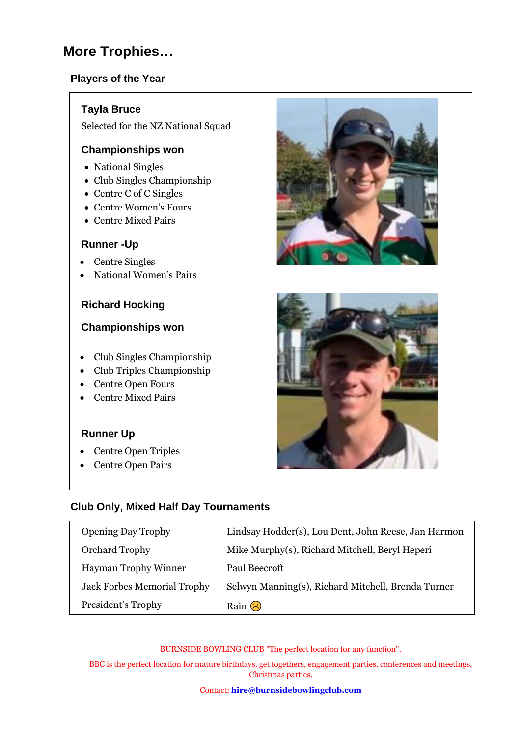# More Trophies…

## Players of the Year

### Tayla Bruce

Selected for the NZ National Squad

### Championships won

- National Singles
- Club Singles Championship
- Centre C of C Singles
- Centre Women's Fours
- Centre Mixed Pairs

### Runner -Up

- Centre Singles
- National Women's Pairs

### Richard Hocking

### Championships won

- Club Singles Championship
- Club Triples Championship
- Centre Open Fours
- Centre Mixed Pairs

### Runner Up

- Centre Open Triples
- Centre Open Pairs

## Club Only, Mixed Half Day Tournaments

| | |
|---|---|
| Opening Day Trophy | Lindsay Hodder(s), Lou Dent, John Reese, Jan Harmon |
| Orchard Trophy | Mike Murphy(s), Richard Mitchell, Beryl Heperi |
| Hayman Trophy Winner | Paul Beecroft |
| Jack Forbes Memorial Trophy | Selwyn Manning(s), Richard Mitchell, Brenda Turner |
| President's Trophy | Rain ☹ |

BURNSIDE BOWLING CLUB "The perfect location for any function".

BBC is the perfect location for mature birthdays, get togethers, engagement parties, conferences and meetings, Christmas parties.

Contact; **hire@burnsidebowlingclub.com**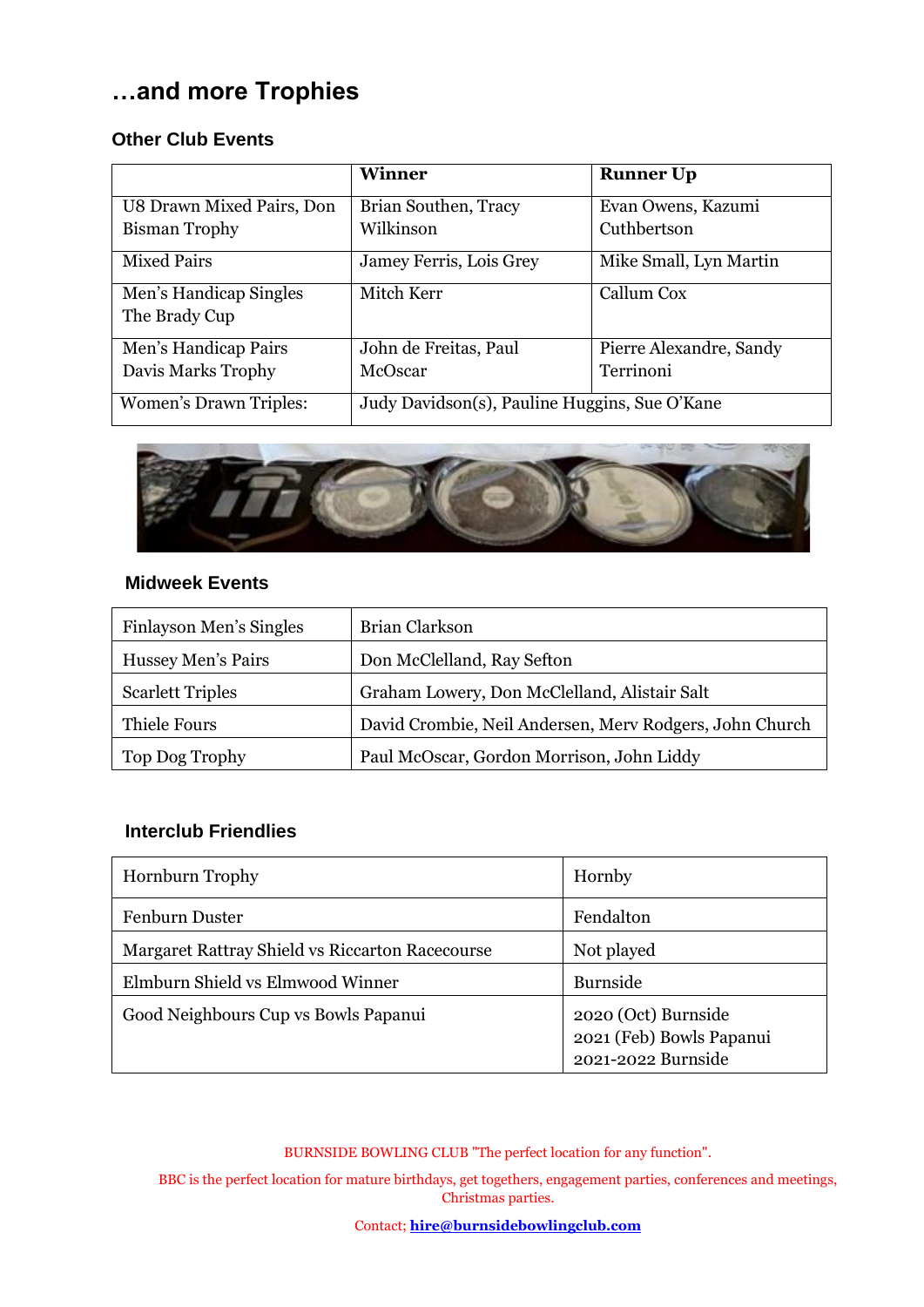# …and more Trophies

### Other Club Events

| | Winner | Runner Up |
|---|---|---|
| U8 Drawn Mixed Pairs, Don Bisman Trophy | Brian Southen, Tracy Wilkinson | Evan Owens, Kazumi Cuthbertson |
| Mixed Pairs | Jamey Ferris, Lois Grey | Mike Small, Lyn Martin |
| Men's Handicap Singles The Brady Cup | Mitch Kerr | Callum Cox |
| Men's Handicap Pairs Davis Marks Trophy | John de Freitas, Paul McOscar | Pierre Alexandre, Sandy Terrinoni |
| Women's Drawn Triples: | Judy Davidson(s), Pauline Huggins, Sue O'Kane | |

### Midweek Events

| | |
|---|---|
| Finlayson Men's Singles | Brian Clarkson |
| Hussey Men's Pairs | Don McClelland, Ray Sefton |
| Scarlett Triples | Graham Lowery, Don McClelland, Alistair Salt |
| Thiele Fours | David Crombie, Neil Andersen, Merv Rodgers, John Church |
| Top Dog Trophy | Paul McOscar, Gordon Morrison, John Liddy |

### Interclub Friendlies

| | |
|---|---|
| Hornburn Trophy | Hornby |
| Fenburn Duster | Fendalton |
| Margaret Rattray Shield vs Riccarton Racecourse | Not played |
| Elmburn Shield vs Elmwood Winner | Burnside |
| Good Neighbours Cup vs Bowls Papanui | 2020 (Oct) Burnside<br>2021 (Feb) Bowls Papanui<br>2021-2022 Burnside |

BURNSIDE BOWLING CLUB "The perfect location for any function".

BBC is the perfect location for mature birthdays, get togethers, engagement parties, conferences and meetings, Christmas parties.

Contact; **hire@burnsidebowlingclub.com**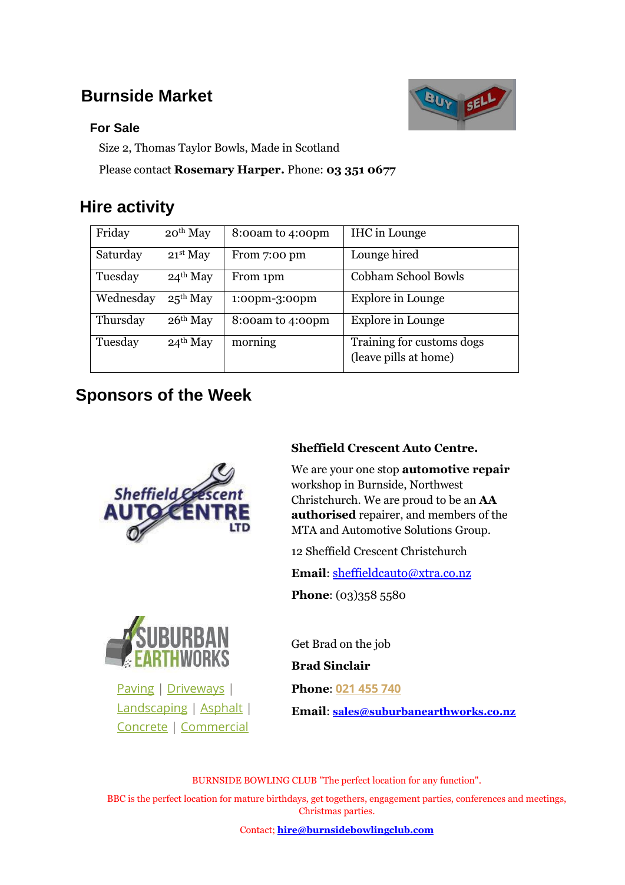## Burnside Market

### For Sale

Size 2, Thomas Taylor Bowls, Made in Scotland

Please contact **Rosemary Harper.** Phone: **03 351 0677**

## Hire activity

| | | | |
|---|---|---|---|
| Friday 20th May | 8:00am to 4:00pm | IHC in Lounge |
| Saturday 21st May | From 7:00 pm | Lounge hired |
| Tuesday 24th May | From 1pm | Cobham School Bowls |
| Wednesday 25th May | 1:00pm-3:00pm | Explore in Lounge |
| Thursday 26th May | 8:00am to 4:00pm | Explore in Lounge |
| Tuesday 24th May | morning | Training for customs dogs (leave pills at home) |

## Sponsors of the Week

**Sheffield Crescent Auto Centre.**

We are your one stop **automotive repair** workshop in Burnside, Northwest Christchurch. We are proud to be an **AA authorised** repairer, and members of the MTA and Automotive Solutions Group.

12 Sheffield Crescent Christchurch

**Email**: sheffieldcauto@xtra.co.nz

**Phone**: (03)358 5580

Paving | Driveways | Landscaping | Asphalt | Concrete | Commercial

Get Brad on the job

**Brad Sinclair**

**Phone**: 021 455 740

**Email**: **sales@suburbanearthworks.co.nz**

BURNSIDE BOWLING CLUB "The perfect location for any function".

BBC is the perfect location for mature birthdays, get togethers, engagement parties, conferences and meetings, Christmas parties.

Contact; **hire@burnsidebowlingclub.com**